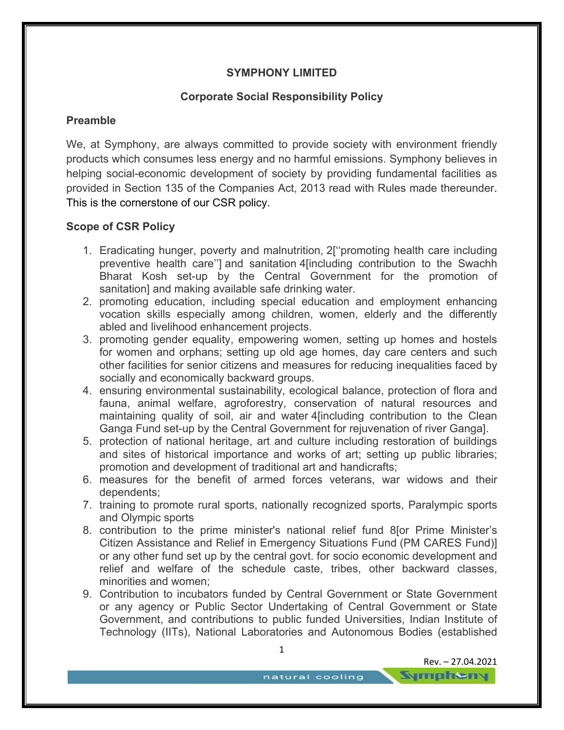**SYMPHONY LIMITED**

**Corporate Social Responsibility Policy**

## Preamble

We, at Symphony, are always committed to provide society with environment friendly products which consumes less energy and no harmful emissions. Symphony believes in helping social-economic development of society by providing fundamental facilities as provided in Section 135 of the Companies Act, 2013 read with Rules made thereunder. This is the cornerstone of our CSR policy.

## Scope of CSR Policy

1. Eradicating hunger, poverty and malnutrition, 2[''promoting health care including preventive health care''] and sanitation 4[including contribution to the Swachh Bharat Kosh set-up by the Central Government for the promotion of sanitation] and making available safe drinking water.
2. promoting education, including special education and employment enhancing vocation skills especially among children, women, elderly and the differently abled and livelihood enhancement projects.
3. promoting gender equality, empowering women, setting up homes and hostels for women and orphans; setting up old age homes, day care centers and such other facilities for senior citizens and measures for reducing inequalities faced by socially and economically backward groups.
4. ensuring environmental sustainability, ecological balance, protection of flora and fauna, animal welfare, agroforestry, conservation of natural resources and maintaining quality of soil, air and water 4[including contribution to the Clean Ganga Fund set-up by the Central Government for rejuvenation of river Ganga].
5. protection of national heritage, art and culture including restoration of buildings and sites of historical importance and works of art; setting up public libraries; promotion and development of traditional art and handicrafts;
6. measures for the benefit of armed forces veterans, war widows and their dependents;
7. training to promote rural sports, nationally recognized sports, Paralympic sports and Olympic sports
8. contribution to the prime minister's national relief fund 8[or Prime Minister's Citizen Assistance and Relief in Emergency Situations Fund (PM CARES Fund)] or any other fund set up by the central govt. for socio economic development and relief and welfare of the schedule caste, tribes, other backward classes, minorities and women;
9. Contribution to incubators funded by Central Government or State Government or any agency or Public Sector Undertaking of Central Government or State Government, and contributions to public funded Universities, Indian Institute of Technology (IITs), National Laboratories and Autonomous Bodies (established

Rev. – 27.04.2021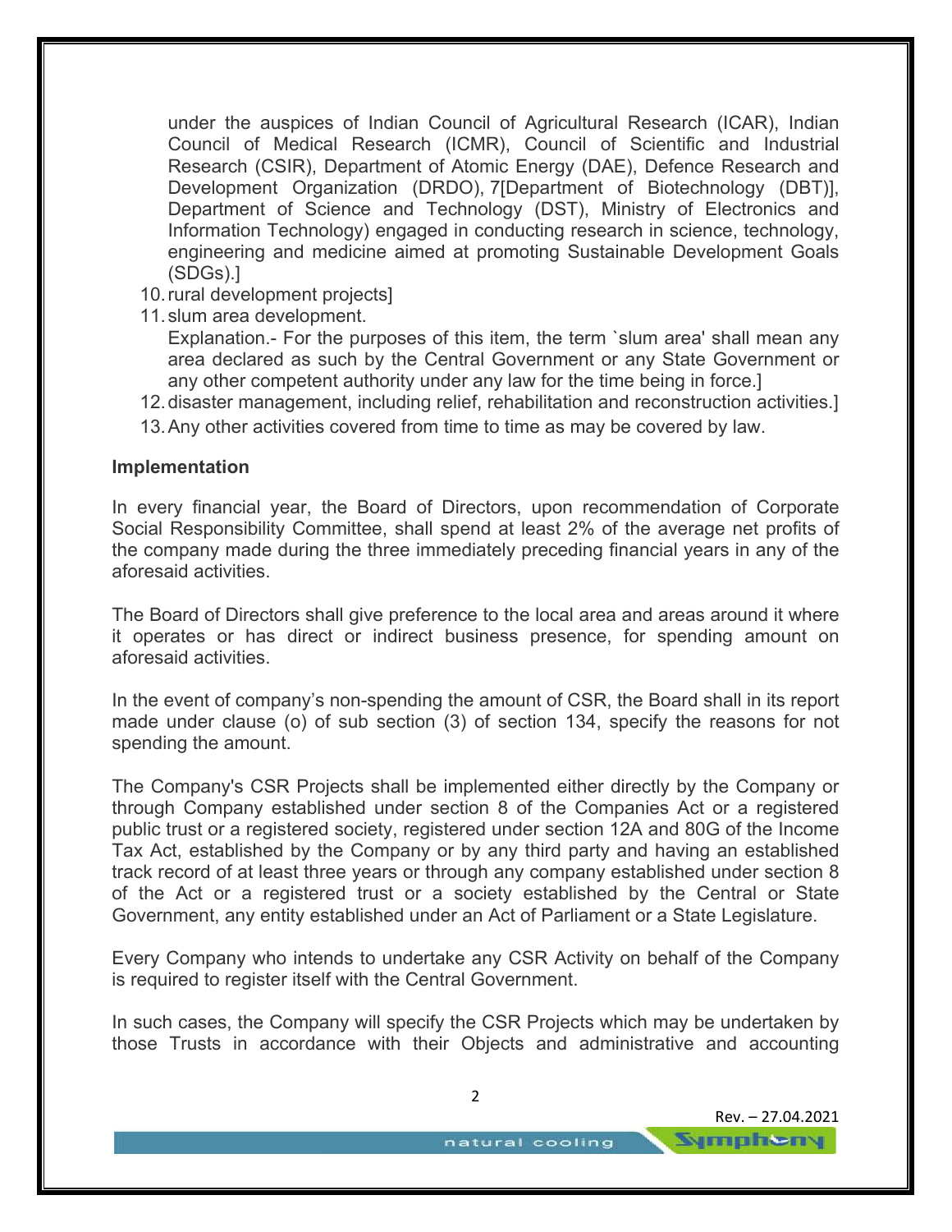under the auspices of Indian Council of Agricultural Research (ICAR), Indian Council of Medical Research (ICMR), Council of Scientific and Industrial Research (CSIR), Department of Atomic Energy (DAE), Defence Research and Development Organization (DRDO), 7[Department of Biotechnology (DBT)], Department of Science and Technology (DST), Ministry of Electronics and Information Technology) engaged in conducting research in science, technology, engineering and medicine aimed at promoting Sustainable Development Goals (SDGs).]

10. rural development projects]
11. slum area development.
    Explanation.- For the purposes of this item, the term `slum area' shall mean any area declared as such by the Central Government or any State Government or any other competent authority under any law for the time being in force.]
12. disaster management, including relief, rehabilitation and reconstruction activities.]
13. Any other activities covered from time to time as may be covered by law.

**Implementation**

In every financial year, the Board of Directors, upon recommendation of Corporate Social Responsibility Committee, shall spend at least 2% of the average net profits of the company made during the three immediately preceding financial years in any of the aforesaid activities.

The Board of Directors shall give preference to the local area and areas around it where it operates or has direct or indirect business presence, for spending amount on aforesaid activities.

In the event of company's non-spending the amount of CSR, the Board shall in its report made under clause (o) of sub section (3) of section 134, specify the reasons for not spending the amount.

The Company's CSR Projects shall be implemented either directly by the Company or through Company established under section 8 of the Companies Act or a registered public trust or a registered society, registered under section 12A and 80G of the Income Tax Act, established by the Company or by any third party and having an established track record of at least three years or through any company established under section 8 of the Act or a registered trust or a society established by the Central or State Government, any entity established under an Act of Parliament or a State Legislature.

Every Company who intends to undertake any CSR Activity on behalf of the Company is required to register itself with the Central Government.

In such cases, the Company will specify the CSR Projects which may be undertaken by those Trusts in accordance with their Objects and administrative and accounting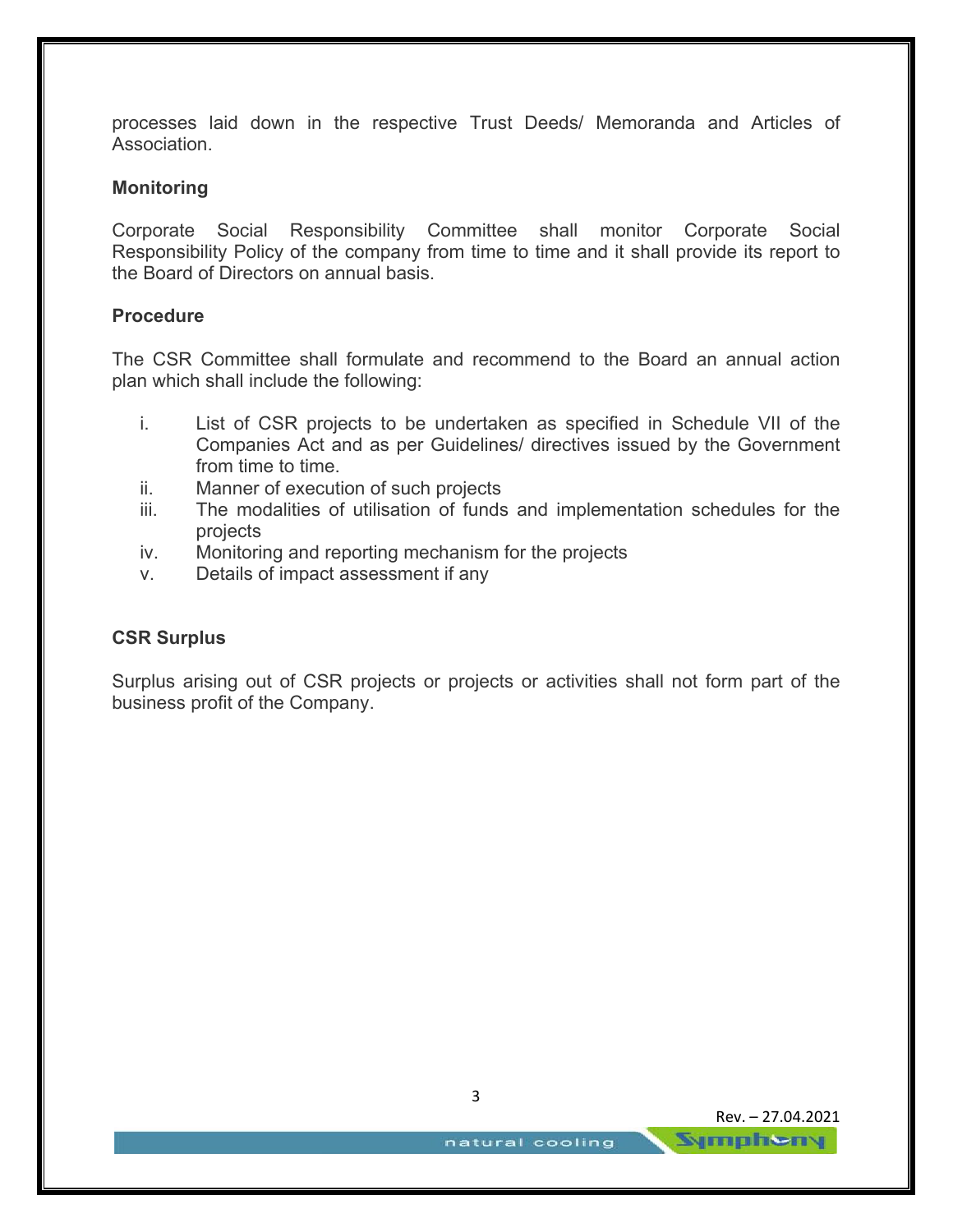processes laid down in the respective Trust Deeds/ Memoranda and Articles of Association.

**Monitoring**

Corporate Social Responsibility Committee shall monitor Corporate Social Responsibility Policy of the company from time to time and it shall provide its report to the Board of Directors on annual basis.

**Procedure**

The CSR Committee shall formulate and recommend to the Board an annual action plan which shall include the following:

i. List of CSR projects to be undertaken as specified in Schedule VII of the Companies Act and as per Guidelines/ directives issued by the Government from time to time.
ii. Manner of execution of such projects
iii. The modalities of utilisation of funds and implementation schedules for the projects
iv. Monitoring and reporting mechanism for the projects
v. Details of impact assessment if any

**CSR Surplus**

Surplus arising out of CSR projects or projects or activities shall not form part of the business profit of the Company.